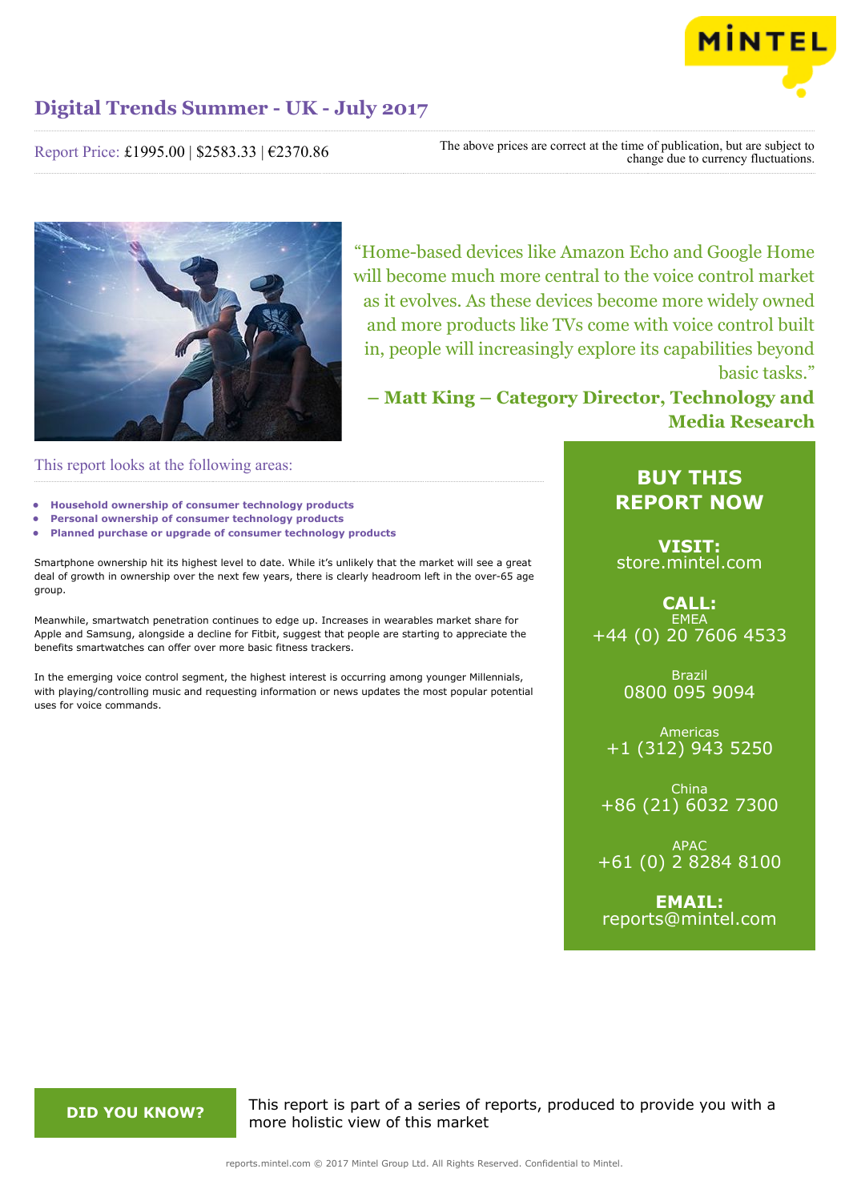# Digital Trends Summer - UK - July 2017

Report Price: £1995.00 | $2583.33 | €2370.86

The above prices are correct at the time of publication, but are subject to change due to currency fluctuations.

"Home-based devices like Amazon Echo and Google Home will become much more central to the voice control market as it evolves. As these devices become more widely owned and more products like TVs come with voice control built in, people will increasingly explore its capabilities beyond basic tasks."

**– Matt King – Category Director, Technology and Media Research**

## This report looks at the following areas:

- **Household ownership of consumer technology products**
- **Personal ownership of consumer technology products**
- **Planned purchase or upgrade of consumer technology products**

Smartphone ownership hit its highest level to date. While it's unlikely that the market will see a great deal of growth in ownership over the next few years, there is clearly headroom left in the over-65 age group.

Meanwhile, smartwatch penetration continues to edge up. Increases in wearables market share for Apple and Samsung, alongside a decline for Fitbit, suggest that people are starting to appreciate the benefits smartwatches can offer over more basic fitness trackers.

In the emerging voice control segment, the highest interest is occurring among younger Millennials, with playing/controlling music and requesting information or news updates the most popular potential uses for voice commands.

## BUY THIS REPORT NOW

**VISIT:**
store.mintel.com

**CALL:**

EMEA
+44 (0) 20 7606 4533

Brazil
0800 095 9094

Americas
+1 (312) 943 5250

China
+86 (21) 6032 7300

APAC
+61 (0) 2 8284 8100

**EMAIL:**
reports@mintel.com

**DID YOU KNOW?**

This report is part of a series of reports, produced to provide you with a more holistic view of this market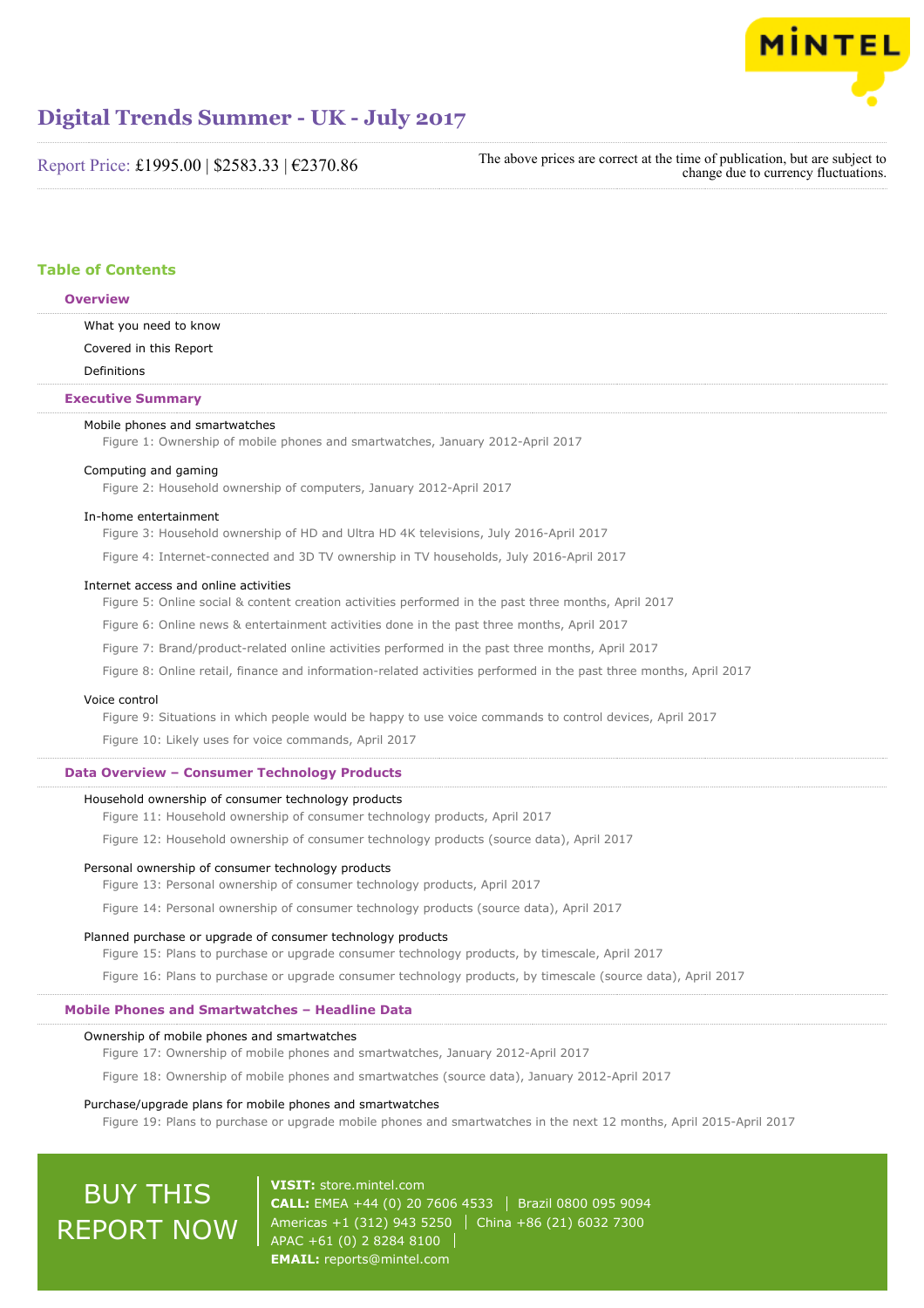# Digital Trends Summer - UK - July 2017

Report Price: £1995.00 | $2583.33 | €2370.86

The above prices are correct at the time of publication, but are subject to change due to currency fluctuations.

## Table of Contents

### Overview

What you need to know

Covered in this Report

Definitions

### Executive Summary

Mobile phones and smartwatches

Figure 1: Ownership of mobile phones and smartwatches, January 2012-April 2017

Computing and gaming

Figure 2: Household ownership of computers, January 2012-April 2017

In-home entertainment

Figure 3: Household ownership of HD and Ultra HD 4K televisions, July 2016-April 2017

Figure 4: Internet-connected and 3D TV ownership in TV households, July 2016-April 2017

Internet access and online activities

Figure 5: Online social & content creation activities performed in the past three months, April 2017

Figure 6: Online news & entertainment activities done in the past three months, April 2017

Figure 7: Brand/product-related online activities performed in the past three months, April 2017

Figure 8: Online retail, finance and information-related activities performed in the past three months, April 2017

Voice control

Figure 9: Situations in which people would be happy to use voice commands to control devices, April 2017

Figure 10: Likely uses for voice commands, April 2017

### Data Overview – Consumer Technology Products

Household ownership of consumer technology products

Figure 11: Household ownership of consumer technology products, April 2017

Figure 12: Household ownership of consumer technology products (source data), April 2017

Personal ownership of consumer technology products

Figure 13: Personal ownership of consumer technology products, April 2017

Figure 14: Personal ownership of consumer technology products (source data), April 2017

Planned purchase or upgrade of consumer technology products

Figure 15: Plans to purchase or upgrade consumer technology products, by timescale, April 2017

Figure 16: Plans to purchase or upgrade consumer technology products, by timescale (source data), April 2017

### Mobile Phones and Smartwatches – Headline Data

Ownership of mobile phones and smartwatches

Figure 17: Ownership of mobile phones and smartwatches, January 2012-April 2017

Figure 18: Ownership of mobile phones and smartwatches (source data), January 2012-April 2017

Purchase/upgrade plans for mobile phones and smartwatches

Figure 19: Plans to purchase or upgrade mobile phones and smartwatches in the next 12 months, April 2015-April 2017

BUY THIS REPORT NOW

**VISIT:** store.mintel.com

**CALL:** EMEA +44 (0) 20 7606 4533 | Brazil 0800 095 9094

Americas +1 (312) 943 5250 | China +86 (21) 6032 7300

APAC +61 (0) 2 8284 8100

**EMAIL:** reports@mintel.com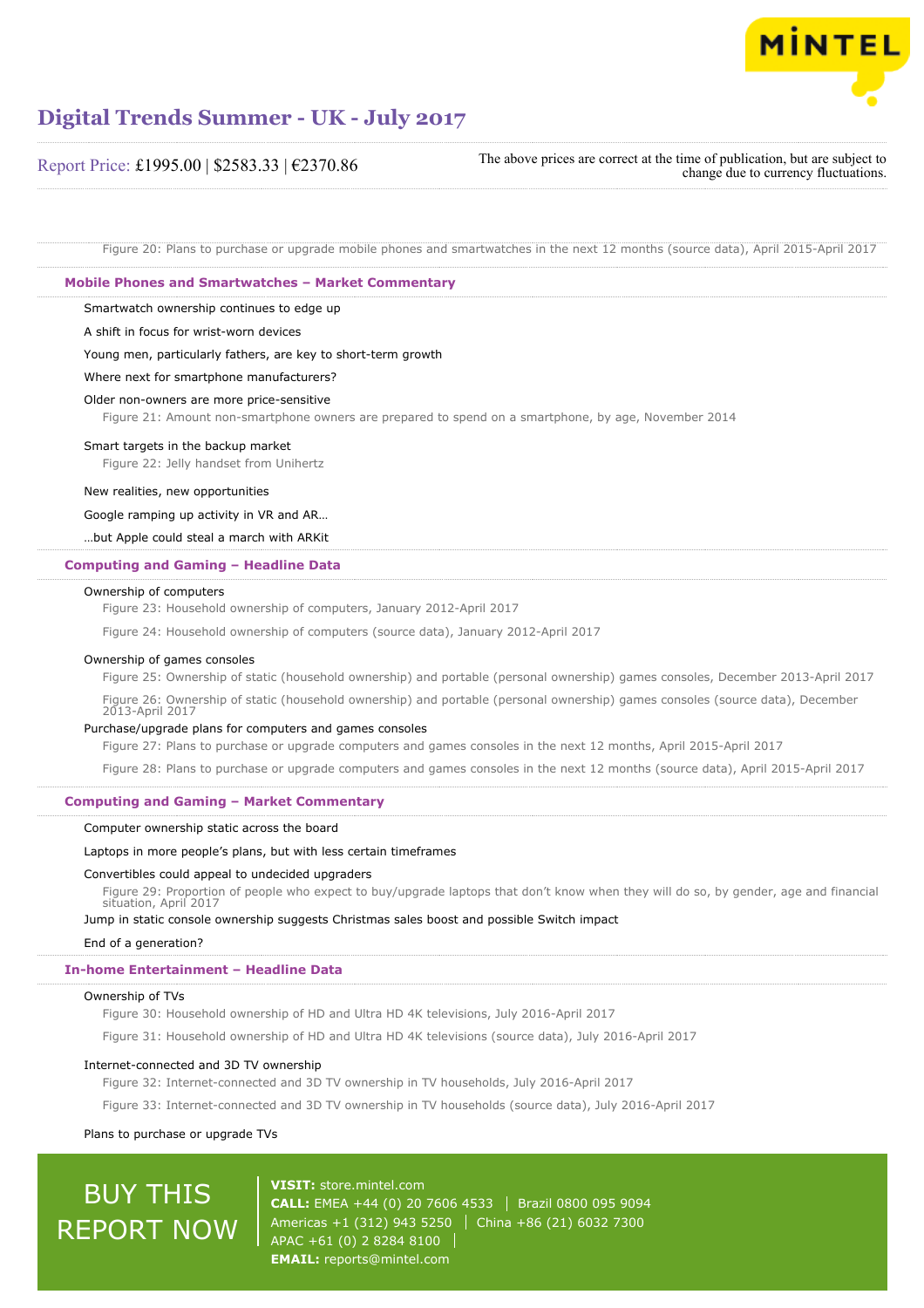Figure 20: Plans to purchase or upgrade mobile phones and smartwatches in the next 12 months (source data), April 2015-April 2017

## Mobile Phones and Smartwatches – Market Commentary

Smartwatch ownership continues to edge up

A shift in focus for wrist-worn devices

Young men, particularly fathers, are key to short-term growth

Where next for smartphone manufacturers?

Older non-owners are more price-sensitive

Figure 21: Amount non-smartphone owners are prepared to spend on a smartphone, by age, November 2014

Smart targets in the backup market

Figure 22: Jelly handset from Unihertz

New realities, new opportunities

Google ramping up activity in VR and AR…

…but Apple could steal a march with ARKit

## Computing and Gaming – Headline Data

Ownership of computers

Figure 23: Household ownership of computers, January 2012-April 2017

Figure 24: Household ownership of computers (source data), January 2012-April 2017

Ownership of games consoles

Figure 25: Ownership of static (household ownership) and portable (personal ownership) games consoles, December 2013-April 2017

Figure 26: Ownership of static (household ownership) and portable (personal ownership) games consoles (source data), December 2013-April 2017

Purchase/upgrade plans for computers and games consoles

Figure 27: Plans to purchase or upgrade computers and games consoles in the next 12 months, April 2015-April 2017

Figure 28: Plans to purchase or upgrade computers and games consoles in the next 12 months (source data), April 2015-April 2017

## Computing and Gaming – Market Commentary

Computer ownership static across the board

Laptops in more people's plans, but with less certain timeframes

Convertibles could appeal to undecided upgraders

Figure 29: Proportion of people who expect to buy/upgrade laptops that don't know when they will do so, by gender, age and financial situation, April 2017

Jump in static console ownership suggests Christmas sales boost and possible Switch impact

End of a generation?

## In-home Entertainment – Headline Data

Ownership of TVs

Figure 30: Household ownership of HD and Ultra HD 4K televisions, July 2016-April 2017

Figure 31: Household ownership of HD and Ultra HD 4K televisions (source data), July 2016-April 2017

Internet-connected and 3D TV ownership

Figure 32: Internet-connected and 3D TV ownership in TV households, July 2016-April 2017

Figure 33: Internet-connected and 3D TV ownership in TV households (source data), July 2016-April 2017

Plans to purchase or upgrade TVs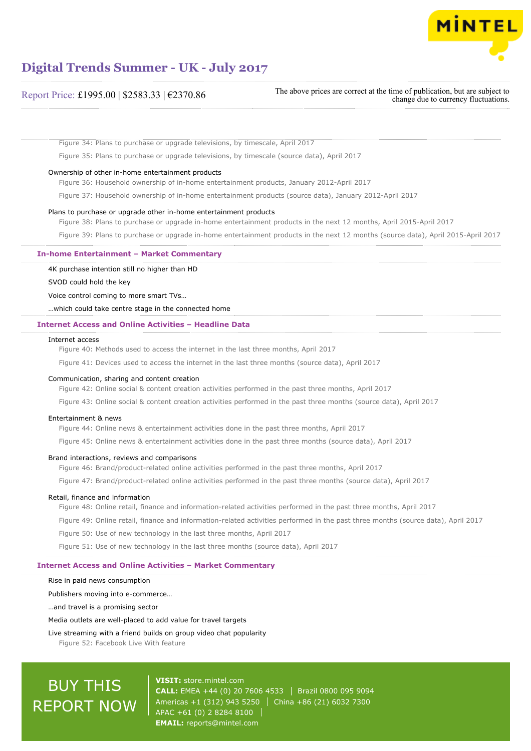Figure 34: Plans to purchase or upgrade televisions, by timescale, April 2017

Figure 35: Plans to purchase or upgrade televisions, by timescale (source data), April 2017

Ownership of other in-home entertainment products

Figure 36: Household ownership of in-home entertainment products, January 2012-April 2017

Figure 37: Household ownership of in-home entertainment products (source data), January 2012-April 2017

Plans to purchase or upgrade other in-home entertainment products

Figure 38: Plans to purchase or upgrade in-home entertainment products in the next 12 months, April 2015-April 2017

Figure 39: Plans to purchase or upgrade in-home entertainment products in the next 12 months (source data), April 2015-April 2017

## In-home Entertainment – Market Commentary

4K purchase intention still no higher than HD

SVOD could hold the key

Voice control coming to more smart TVs…

…which could take centre stage in the connected home

## Internet Access and Online Activities – Headline Data

Internet access

Figure 40: Methods used to access the internet in the last three months, April 2017

Figure 41: Devices used to access the internet in the last three months (source data), April 2017

Communication, sharing and content creation

Figure 42: Online social & content creation activities performed in the past three months, April 2017

Figure 43: Online social & content creation activities performed in the past three months (source data), April 2017

Entertainment & news

Figure 44: Online news & entertainment activities done in the past three months, April 2017

Figure 45: Online news & entertainment activities done in the past three months (source data), April 2017

Brand interactions, reviews and comparisons

Figure 46: Brand/product-related online activities performed in the past three months, April 2017

Figure 47: Brand/product-related online activities performed in the past three months (source data), April 2017

Retail, finance and information

Figure 48: Online retail, finance and information-related activities performed in the past three months, April 2017

Figure 49: Online retail, finance and information-related activities performed in the past three months (source data), April 2017

Figure 50: Use of new technology in the last three months, April 2017

Figure 51: Use of new technology in the last three months (source data), April 2017

## Internet Access and Online Activities – Market Commentary

Rise in paid news consumption

Publishers moving into e-commerce…

…and travel is a promising sector

Media outlets are well-placed to add value for travel targets

Live streaming with a friend builds on group video chat popularity

Figure 52: Facebook Live With feature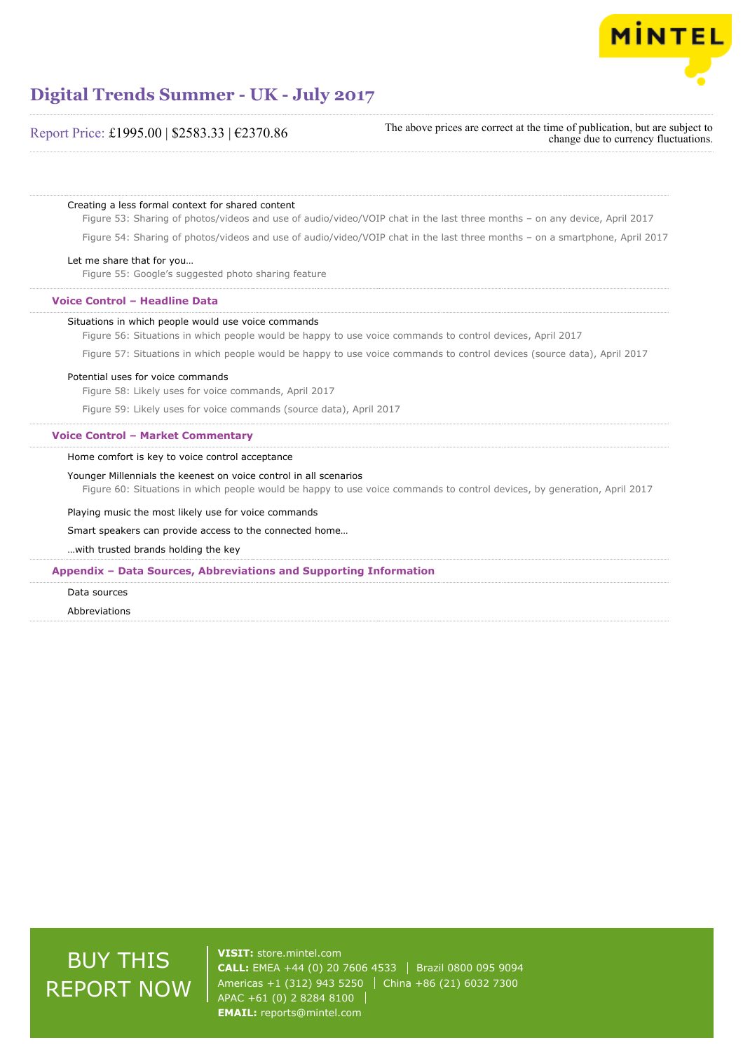Creating a less formal context for shared content

Figure 53: Sharing of photos/videos and use of audio/video/VOIP chat in the last three months – on any device, April 2017

Figure 54: Sharing of photos/videos and use of audio/video/VOIP chat in the last three months – on a smartphone, April 2017

Let me share that for you…

Figure 55: Google's suggested photo sharing feature

## Voice Control – Headline Data

Situations in which people would use voice commands

Figure 56: Situations in which people would be happy to use voice commands to control devices, April 2017

Figure 57: Situations in which people would be happy to use voice commands to control devices (source data), April 2017

Potential uses for voice commands

Figure 58: Likely uses for voice commands, April 2017

Figure 59: Likely uses for voice commands (source data), April 2017

## Voice Control – Market Commentary

Home comfort is key to voice control acceptance

Younger Millennials the keenest on voice control in all scenarios

Figure 60: Situations in which people would be happy to use voice commands to control devices, by generation, April 2017

Playing music the most likely use for voice commands

Smart speakers can provide access to the connected home…

…with trusted brands holding the key

## Appendix – Data Sources, Abbreviations and Supporting Information

Data sources

Abbreviations

BUY THIS REPORT NOW

**VISIT:** store.mintel.com
**CALL:** EMEA +44 (0) 20 7606 4533 | Brazil 0800 095 9094
Americas +1 (312) 943 5250 | China +86 (21) 6032 7300
APAC +61 (0) 2 8284 8100
**EMAIL:** reports@mintel.com